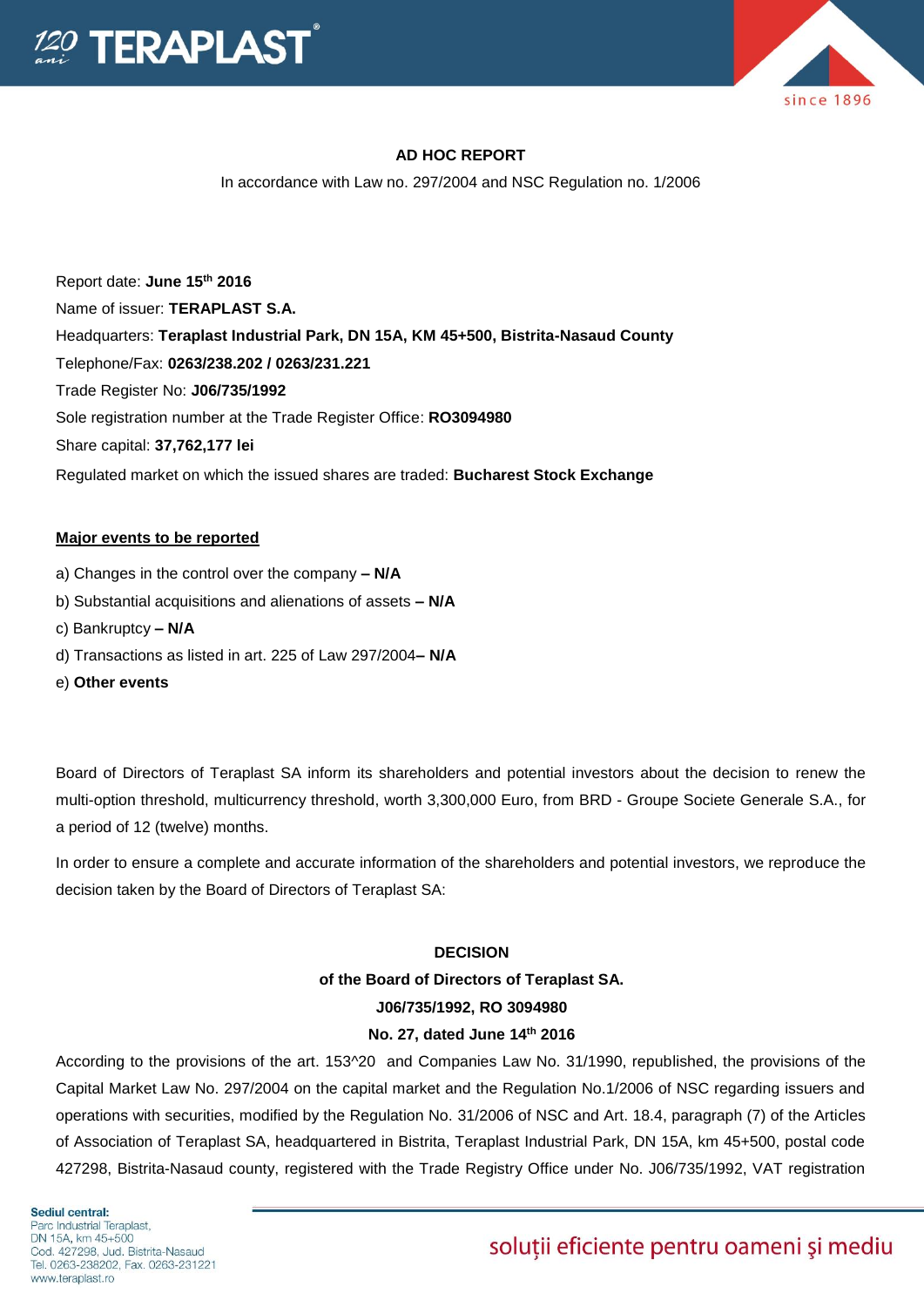## AD HOC REPORT

In accordance with Law no. 297/2004 and NSC Regulation no. 1/2006

Report date: **June 15th 2016**

Name of issuer: **TERAPLAST S.A.**

Headquarters: **Teraplast Industrial Park, DN 15A, KM 45+500, Bistrita-Nasaud County**

Telephone/Fax: **0263/238.202 / 0263/231.221**

Trade Register No: **J06/735/1992**

Sole registration number at the Trade Register Office: **RO3094980**

Share capital: **37,762,177 lei**

Regulated market on which the issued shares are traded: **Bucharest Stock Exchange**

**Major events to be reported**

a) Changes in the control over the company **– N/A**

b) Substantial acquisitions and alienations of assets **– N/A**

c) Bankruptcy **– N/A**

d) Transactions as listed in art. 225 of Law 297/2004**– N/A**

e) **Other events**

Board of Directors of Teraplast SA inform its shareholders and potential investors about the decision to renew the multi-option threshold, multicurrency threshold, worth 3,300,000 Euro, from BRD - Groupe Societe Generale S.A., for a period of 12 (twelve) months.

In order to ensure a complete and accurate information of the shareholders and potential investors, we reproduce the decision taken by the Board of Directors of Teraplast SA:

**DECISION**

**of the Board of Directors of Teraplast SA.**

**J06/735/1992, RO 3094980**

**No. 27, dated June 14th 2016**

According to the provisions of the art. 153^20 and Companies Law No. 31/1990, republished, the provisions of the Capital Market Law No. 297/2004 on the capital market and the Regulation No.1/2006 of NSC regarding issuers and operations with securities, modified by the Regulation No. 31/2006 of NSC and Art. 18.4, paragraph (7) of the Articles of Association of Teraplast SA, headquartered in Bistrita, Teraplast Industrial Park, DN 15A, km 45+500, postal code 427298, Bistrita-Nasaud county, registered with the Trade Registry Office under No. J06/735/1992, VAT registration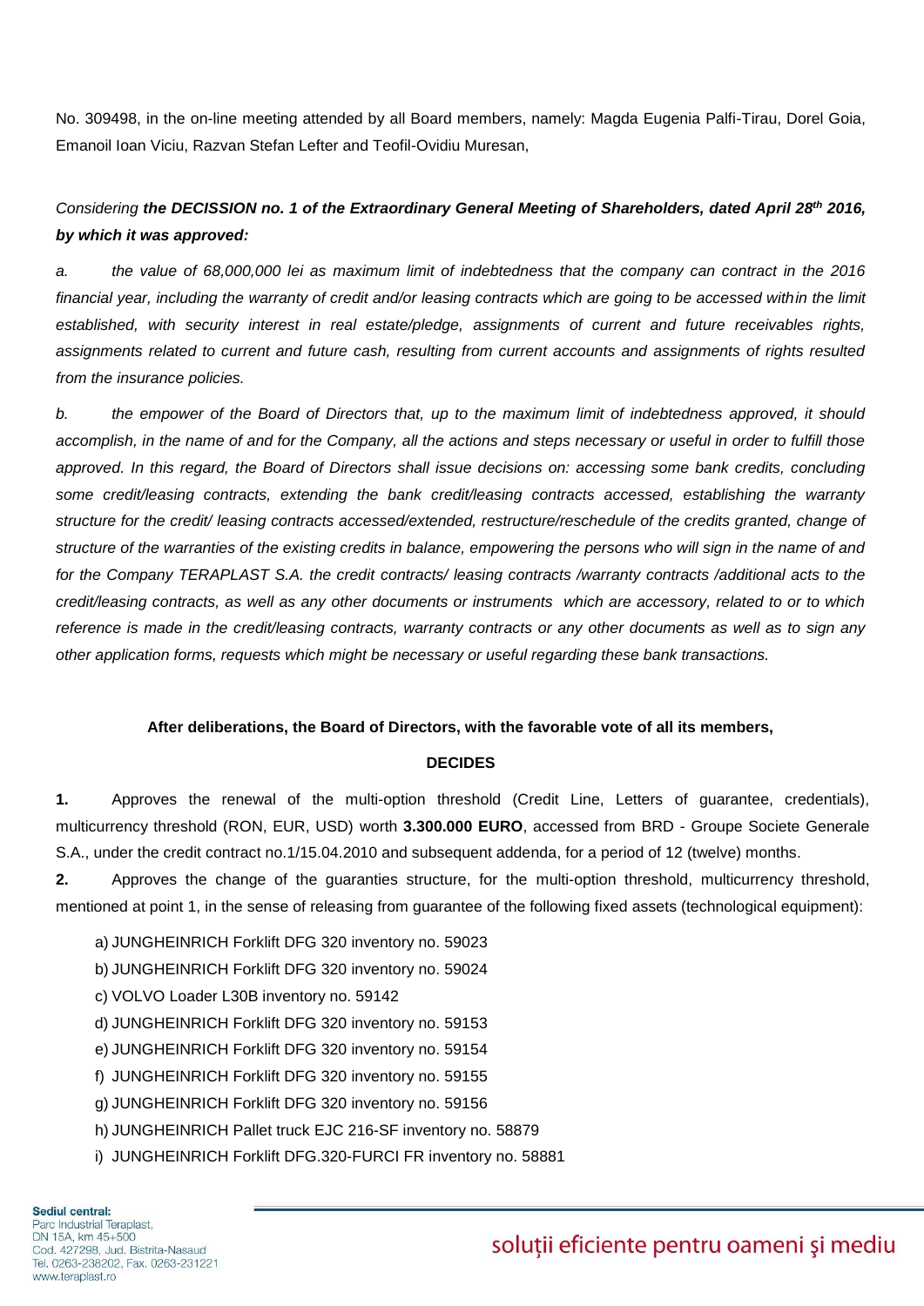No. 309498, in the on-line meeting attended by all Board members, namely: Magda Eugenia Palfi-Tirau, Dorel Goia, Emanoil Ioan Viciu, Razvan Stefan Lefter and Teofil-Ovidiu Muresan,

*Considering **the DECISSION no. 1 of the Extraordinary General Meeting of Shareholders, dated April 28th 2016, by which it was approved:***

*a. the value of 68,000,000 lei as maximum limit of indebtedness that the company can contract in the 2016 financial year, including the warranty of credit and/or leasing contracts which are going to be accessed within the limit established, with security interest in real estate/pledge, assignments of current and future receivables rights, assignments related to current and future cash, resulting from current accounts and assignments of rights resulted from the insurance policies.*

*b. the empower of the Board of Directors that, up to the maximum limit of indebtedness approved, it should accomplish, in the name of and for the Company, all the actions and steps necessary or useful in order to fulfill those approved. In this regard, the Board of Directors shall issue decisions on: accessing some bank credits, concluding some credit/leasing contracts, extending the bank credit/leasing contracts accessed, establishing the warranty structure for the credit/ leasing contracts accessed/extended, restructure/reschedule of the credits granted, change of structure of the warranties of the existing credits in balance, empowering the persons who will sign in the name of and for the Company TERAPLAST S.A. the credit contracts/ leasing contracts /warranty contracts /additional acts to the credit/leasing contracts, as well as any other documents or instruments which are accessory, related to or to which reference is made in the credit/leasing contracts, warranty contracts or any other documents as well as to sign any other application forms, requests which might be necessary or useful regarding these bank transactions.*

**After deliberations, the Board of Directors, with the favorable vote of all its members,**

**DECIDES**

**1.** Approves the renewal of the multi-option threshold (Credit Line, Letters of guarantee, credentials), multicurrency threshold (RON, EUR, USD) worth **3.300.000 EURO**, accessed from BRD - Groupe Societe Generale S.A., under the credit contract no.1/15.04.2010 and subsequent addenda, for a period of 12 (twelve) months.

**2.** Approves the change of the guaranties structure, for the multi-option threshold, multicurrency threshold, mentioned at point 1, in the sense of releasing from guarantee of the following fixed assets (technological equipment):

a) JUNGHEINRICH Forklift DFG 320 inventory no. 59023
b) JUNGHEINRICH Forklift DFG 320 inventory no. 59024
c) VOLVO Loader L30B inventory no. 59142
d) JUNGHEINRICH Forklift DFG 320 inventory no. 59153
e) JUNGHEINRICH Forklift DFG 320 inventory no. 59154
f) JUNGHEINRICH Forklift DFG 320 inventory no. 59155
g) JUNGHEINRICH Forklift DFG 320 inventory no. 59156
h) JUNGHEINRICH Pallet truck EJC 216-SF inventory no. 58879
i) JUNGHEINRICH Forklift DFG.320-FURCI FR inventory no. 58881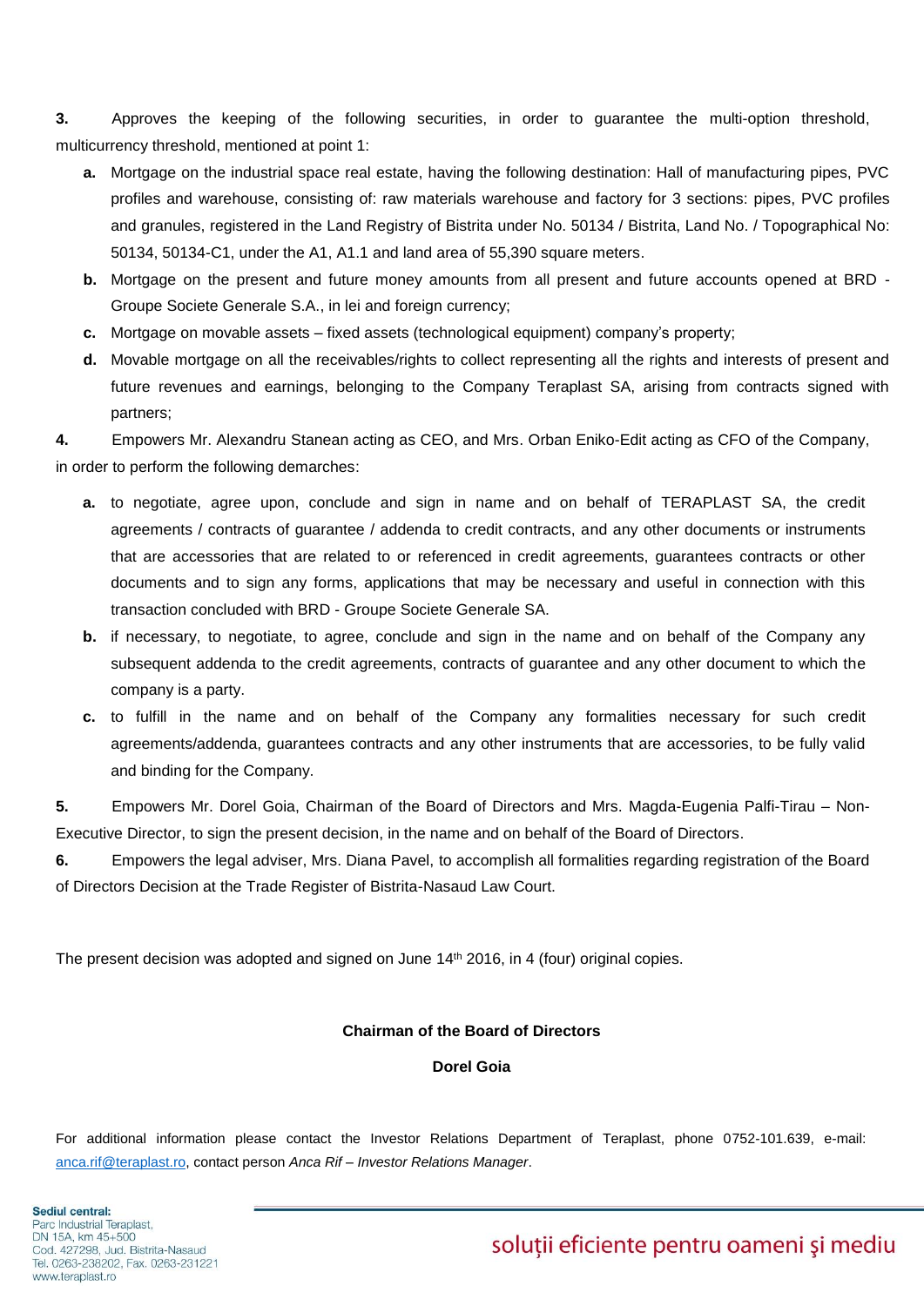**3.** Approves the keeping of the following securities, in order to guarantee the multi-option threshold, multicurrency threshold, mentioned at point 1:

- **a.** Mortgage on the industrial space real estate, having the following destination: Hall of manufacturing pipes, PVC profiles and warehouse, consisting of: raw materials warehouse and factory for 3 sections: pipes, PVC profiles and granules, registered in the Land Registry of Bistrita under No. 50134 / Bistrita, Land No. / Topographical No: 50134, 50134-C1, under the A1, A1.1 and land area of 55,390 square meters.
- **b.** Mortgage on the present and future money amounts from all present and future accounts opened at BRD - Groupe Societe Generale S.A., in lei and foreign currency;
- **c.** Mortgage on movable assets – fixed assets (technological equipment) company's property;
- **d.** Movable mortgage on all the receivables/rights to collect representing all the rights and interests of present and future revenues and earnings, belonging to the Company Teraplast SA, arising from contracts signed with partners;

**4.** Empowers Mr. Alexandru Stanean acting as CEO, and Mrs. Orban Eniko-Edit acting as CFO of the Company, in order to perform the following demarches:

- **a.** to negotiate, agree upon, conclude and sign in name and on behalf of TERAPLAST SA, the credit agreements / contracts of guarantee / addenda to credit contracts, and any other documents or instruments that are accessories that are related to or referenced in credit agreements, guarantees contracts or other documents and to sign any forms, applications that may be necessary and useful in connection with this transaction concluded with BRD - Groupe Societe Generale SA.
- **b.** if necessary, to negotiate, to agree, conclude and sign in the name and on behalf of the Company any subsequent addenda to the credit agreements, contracts of guarantee and any other document to which the company is a party.
- **c.** to fulfill in the name and on behalf of the Company any formalities necessary for such credit agreements/addenda, guarantees contracts and any other instruments that are accessories, to be fully valid and binding for the Company.

**5.** Empowers Mr. Dorel Goia, Chairman of the Board of Directors and Mrs. Magda-Eugenia Palfi-Tirau – Non-Executive Director, to sign the present decision, in the name and on behalf of the Board of Directors.

**6.** Empowers the legal adviser, Mrs. Diana Pavel, to accomplish all formalities regarding registration of the Board of Directors Decision at the Trade Register of Bistrita-Nasaud Law Court.

The present decision was adopted and signed on June 14th 2016, in 4 (four) original copies.

**Chairman of the Board of Directors**

**Dorel Goia**

For additional information please contact the Investor Relations Department of Teraplast, phone 0752-101.639, e-mail: anca.rif@teraplast.ro, contact person *Anca Rif – Investor Relations Manager*.